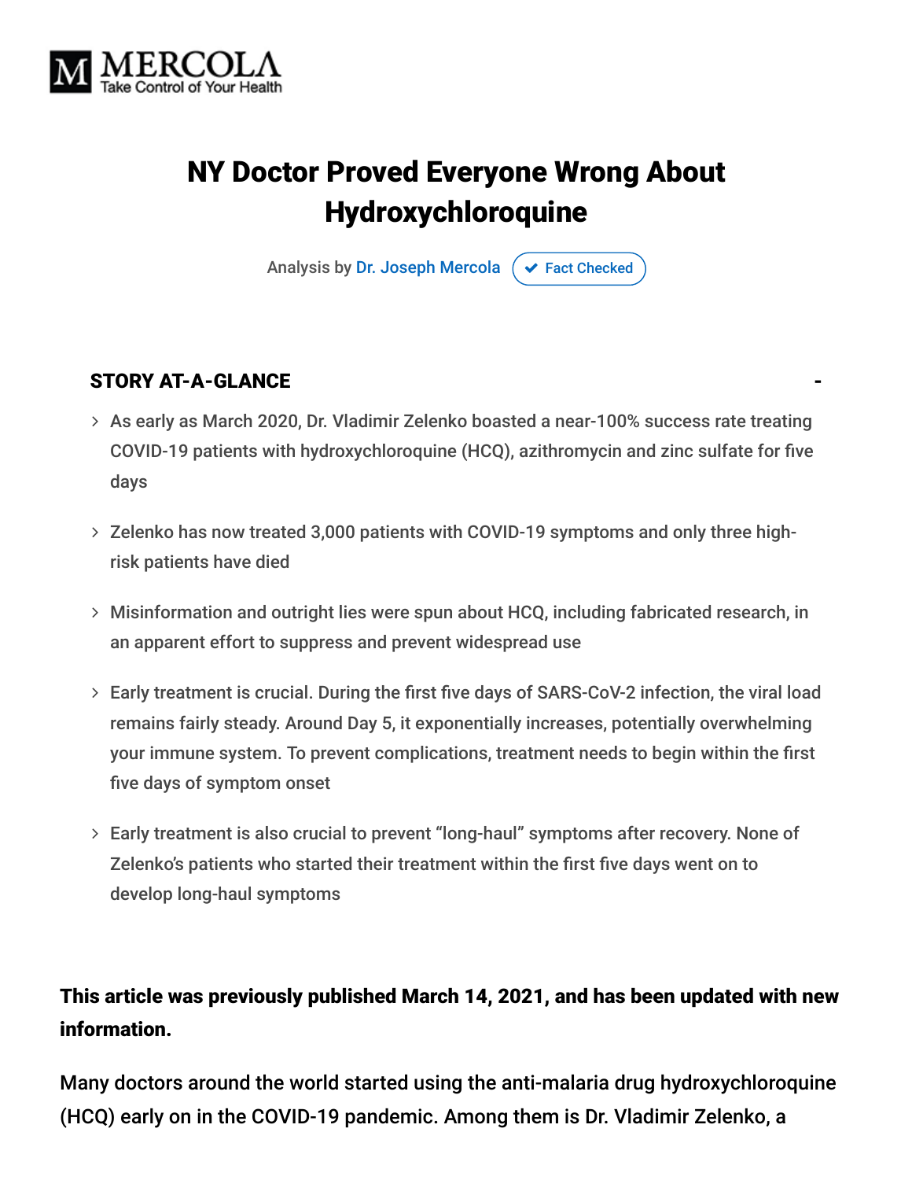MERCOLA
Take Control of Your Health

# NY Doctor Proved Everyone Wrong About Hydroxychloroquine

Analysis by Dr. Joseph Mercola ✔ Fact Checked

## STORY AT-A-GLANCE

- As early as March 2020, Dr. Vladimir Zelenko boasted a near-100% success rate treating COVID-19 patients with hydroxychloroquine (HCQ), azithromycin and zinc sulfate for five days
- Zelenko has now treated 3,000 patients with COVID-19 symptoms and only three high-risk patients have died
- Misinformation and outright lies were spun about HCQ, including fabricated research, in an apparent effort to suppress and prevent widespread use
- Early treatment is crucial. During the first five days of SARS-CoV-2 infection, the viral load remains fairly steady. Around Day 5, it exponentially increases, potentially overwhelming your immune system. To prevent complications, treatment needs to begin within the first five days of symptom onset
- Early treatment is also crucial to prevent "long-haul" symptoms after recovery. None of Zelenko's patients who started their treatment within the first five days went on to develop long-haul symptoms

**This article was previously published March 14, 2021, and has been updated with new information.**

Many doctors around the world started using the anti-malaria drug hydroxychloroquine (HCQ) early on in the COVID-19 pandemic. Among them is Dr. Vladimir Zelenko, a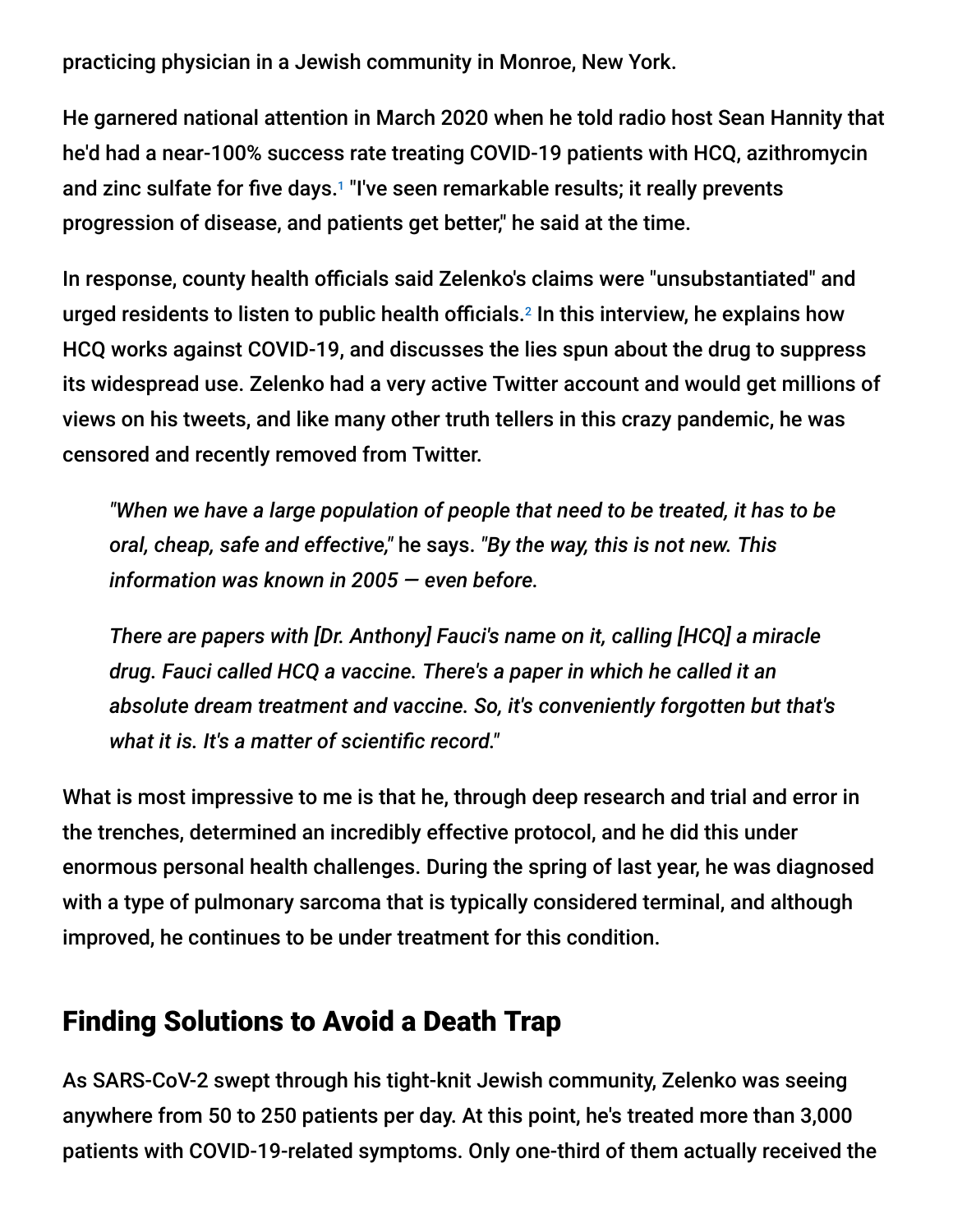practicing physician in a Jewish community in Monroe, New York.

He garnered national attention in March 2020 when he told radio host Sean Hannity that he'd had a near-100% success rate treating COVID-19 patients with HCQ, azithromycin and zinc sulfate for five days.[1] "I've seen remarkable results; it really prevents progression of disease, and patients get better," he said at the time.

In response, county health officials said Zelenko's claims were "unsubstantiated" and urged residents to listen to public health officials.[2] In this interview, he explains how HCQ works against COVID-19, and discusses the lies spun about the drug to suppress its widespread use. Zelenko had a very active Twitter account and would get millions of views on his tweets, and like many other truth tellers in this crazy pandemic, he was censored and recently removed from Twitter.

> *"When we have a large population of people that need to be treated, it has to be oral, cheap, safe and effective,"* he says. *"By the way, this is not new. This information was known in 2005 — even before.*
>
> *There are papers with [Dr. Anthony] Fauci's name on it, calling [HCQ] a miracle drug. Fauci called HCQ a vaccine. There's a paper in which he called it an absolute dream treatment and vaccine. So, it's conveniently forgotten but that's what it is. It's a matter of scientific record."*

What is most impressive to me is that he, through deep research and trial and error in the trenches, determined an incredibly effective protocol, and he did this under enormous personal health challenges. During the spring of last year, he was diagnosed with a type of pulmonary sarcoma that is typically considered terminal, and although improved, he continues to be under treatment for this condition.

## Finding Solutions to Avoid a Death Trap

As SARS-CoV-2 swept through his tight-knit Jewish community, Zelenko was seeing anywhere from 50 to 250 patients per day. At this point, he's treated more than 3,000 patients with COVID-19-related symptoms. Only one-third of them actually received the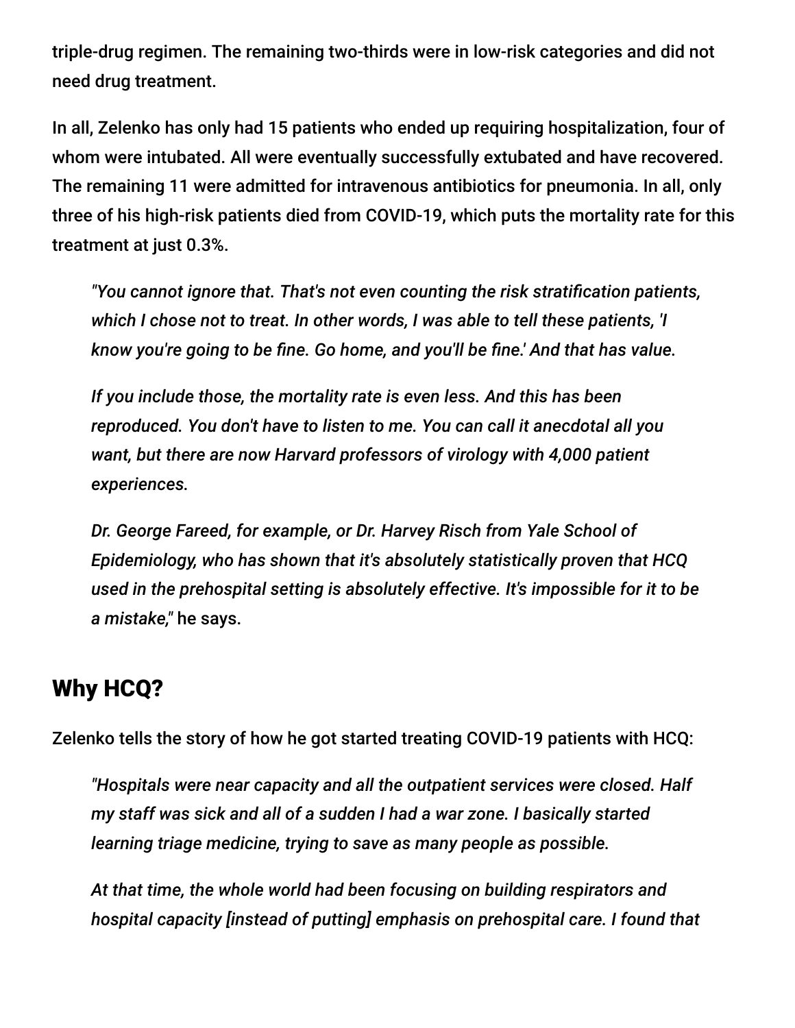triple-drug regimen. The remaining two-thirds were in low-risk categories and did not need drug treatment.

In all, Zelenko has only had 15 patients who ended up requiring hospitalization, four of whom were intubated. All were eventually successfully extubated and have recovered. The remaining 11 were admitted for intravenous antibiotics for pneumonia. In all, only three of his high-risk patients died from COVID-19, which puts the mortality rate for this treatment at just 0.3%.

> *"You cannot ignore that. That's not even counting the risk stratification patients, which I chose not to treat. In other words, I was able to tell these patients, 'I know you're going to be fine. Go home, and you'll be fine.' And that has value.*
>
> *If you include those, the mortality rate is even less. And this has been reproduced. You don't have to listen to me. You can call it anecdotal all you want, but there are now Harvard professors of virology with 4,000 patient experiences.*
>
> *Dr. George Fareed, for example, or Dr. Harvey Risch from Yale School of Epidemiology, who has shown that it's absolutely statistically proven that HCQ used in the prehospital setting is absolutely effective. It's impossible for it to be a mistake,"* he says.

## Why HCQ?

Zelenko tells the story of how he got started treating COVID-19 patients with HCQ:

> *"Hospitals were near capacity and all the outpatient services were closed. Half my staff was sick and all of a sudden I had a war zone. I basically started learning triage medicine, trying to save as many people as possible.*
>
> *At that time, the whole world had been focusing on building respirators and hospital capacity [instead of putting] emphasis on prehospital care. I found that*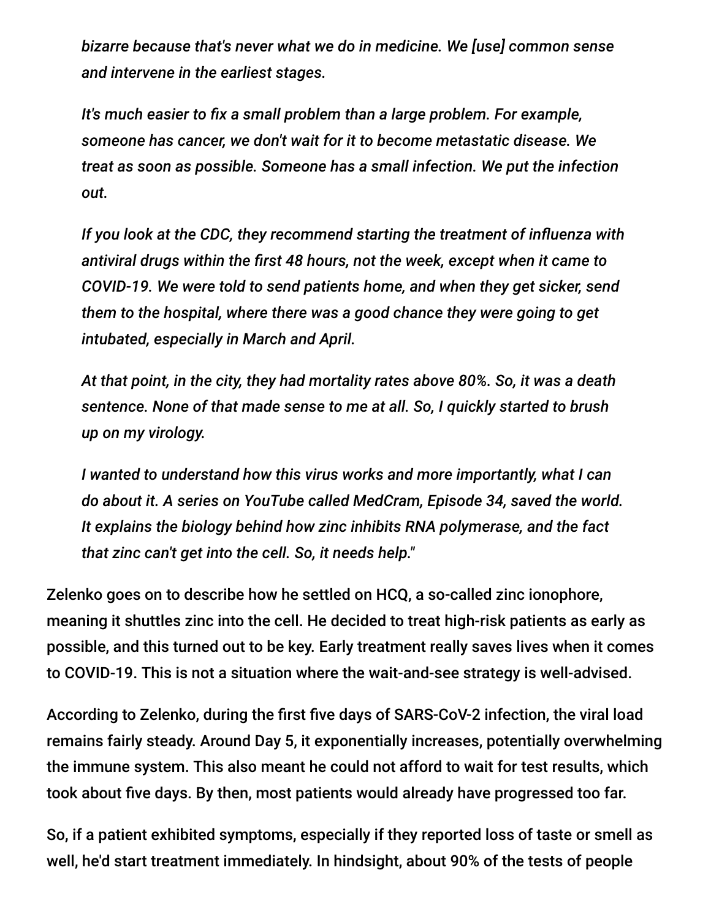*bizarre because that's never what we do in medicine. We [use] common sense and intervene in the earliest stages.*

*It's much easier to fix a small problem than a large problem. For example, someone has cancer, we don't wait for it to become metastatic disease. We treat as soon as possible. Someone has a small infection. We put the infection out.*

*If you look at the CDC, they recommend starting the treatment of influenza with antiviral drugs within the first 48 hours, not the week, except when it came to COVID-19. We were told to send patients home, and when they get sicker, send them to the hospital, where there was a good chance they were going to get intubated, especially in March and April.*

*At that point, in the city, they had mortality rates above 80%. So, it was a death sentence. None of that made sense to me at all. So, I quickly started to brush up on my virology.*

*I wanted to understand how this virus works and more importantly, what I can do about it. A series on YouTube called MedCram, Episode 34, saved the world. It explains the biology behind how zinc inhibits RNA polymerase, and the fact that zinc can't get into the cell. So, it needs help."*

Zelenko goes on to describe how he settled on HCQ, a so-called zinc ionophore, meaning it shuttles zinc into the cell. He decided to treat high-risk patients as early as possible, and this turned out to be key. Early treatment really saves lives when it comes to COVID-19. This is not a situation where the wait-and-see strategy is well-advised.

According to Zelenko, during the first five days of SARS-CoV-2 infection, the viral load remains fairly steady. Around Day 5, it exponentially increases, potentially overwhelming the immune system. This also meant he could not afford to wait for test results, which took about five days. By then, most patients would already have progressed too far.

So, if a patient exhibited symptoms, especially if they reported loss of taste or smell as well, he'd start treatment immediately. In hindsight, about 90% of the tests of people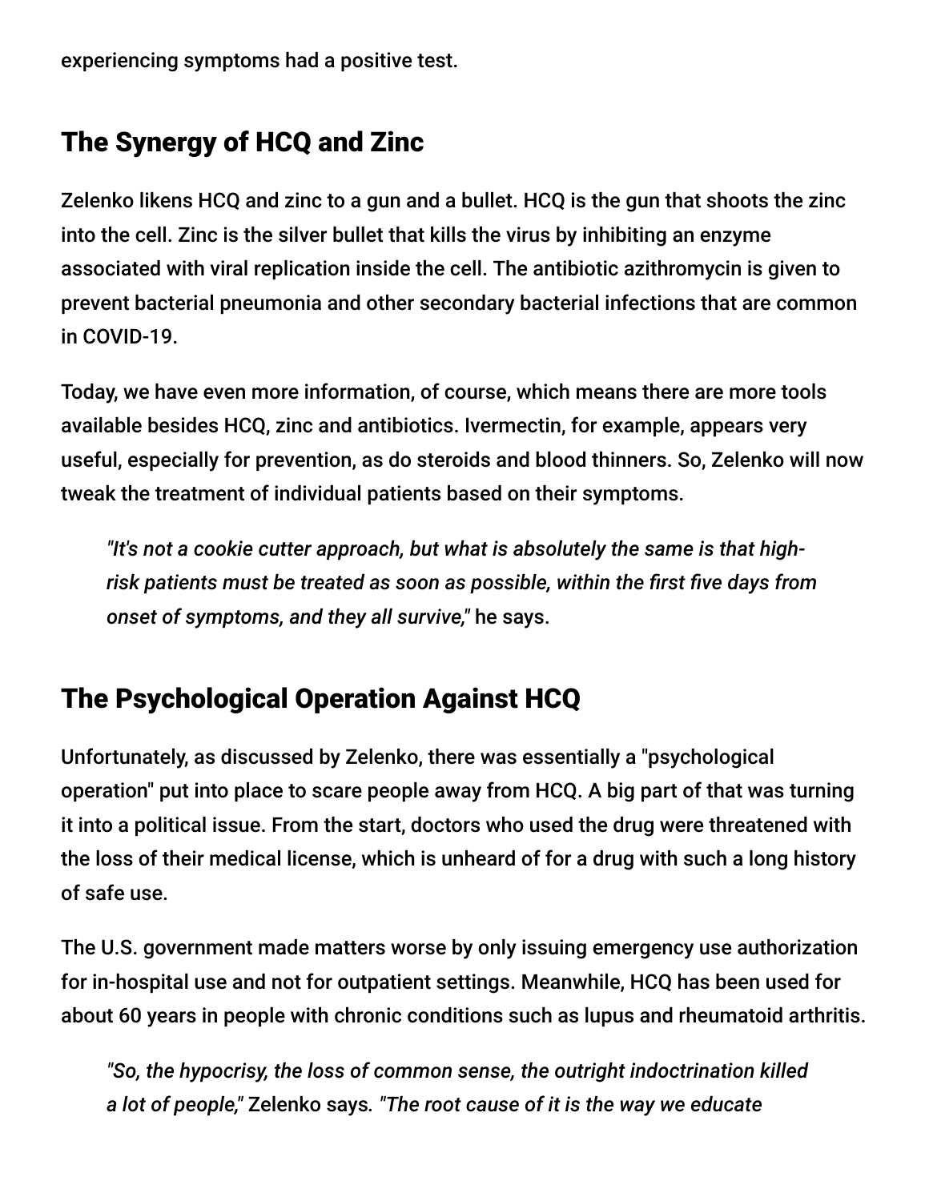experiencing symptoms had a positive test.

## The Synergy of HCQ and Zinc

Zelenko likens HCQ and zinc to a gun and a bullet. HCQ is the gun that shoots the zinc into the cell. Zinc is the silver bullet that kills the virus by inhibiting an enzyme associated with viral replication inside the cell. The antibiotic azithromycin is given to prevent bacterial pneumonia and other secondary bacterial infections that are common in COVID-19.

Today, we have even more information, of course, which means there are more tools available besides HCQ, zinc and antibiotics. Ivermectin, for example, appears very useful, especially for prevention, as do steroids and blood thinners. So, Zelenko will now tweak the treatment of individual patients based on their symptoms.

> *"It's not a cookie cutter approach, but what is absolutely the same is that high-risk patients must be treated as soon as possible, within the first five days from onset of symptoms, and they all survive,"* he says.

## The Psychological Operation Against HCQ

Unfortunately, as discussed by Zelenko, there was essentially a "psychological operation" put into place to scare people away from HCQ. A big part of that was turning it into a political issue. From the start, doctors who used the drug were threatened with the loss of their medical license, which is unheard of for a drug with such a long history of safe use.

The U.S. government made matters worse by only issuing emergency use authorization for in-hospital use and not for outpatient settings. Meanwhile, HCQ has been used for about 60 years in people with chronic conditions such as lupus and rheumatoid arthritis.

> *"So, the hypocrisy, the loss of common sense, the outright indoctrination killed a lot of people,"* Zelenko says. *"The root cause of it is the way we educate*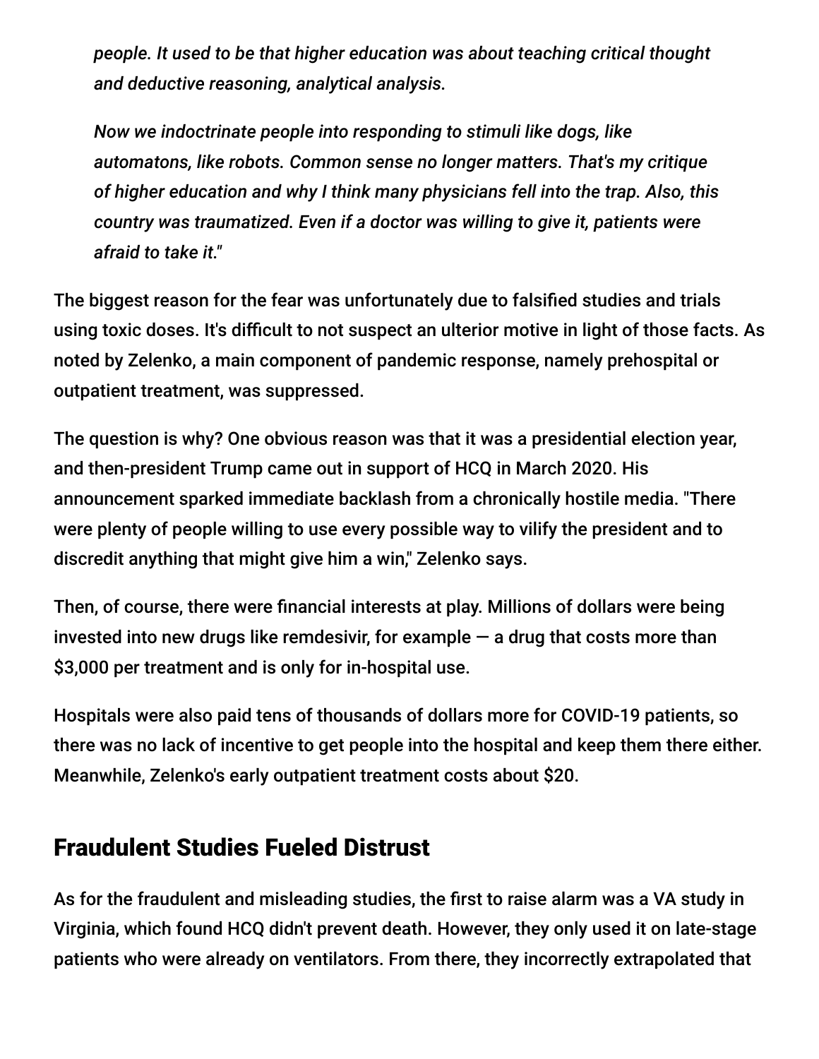*people. It used to be that higher education was about teaching critical thought and deductive reasoning, analytical analysis.*

*Now we indoctrinate people into responding to stimuli like dogs, like automatons, like robots. Common sense no longer matters. That's my critique of higher education and why I think many physicians fell into the trap. Also, this country was traumatized. Even if a doctor was willing to give it, patients were afraid to take it."*

The biggest reason for the fear was unfortunately due to falsified studies and trials using toxic doses. It's difficult to not suspect an ulterior motive in light of those facts. As noted by Zelenko, a main component of pandemic response, namely prehospital or outpatient treatment, was suppressed.

The question is why? One obvious reason was that it was a presidential election year, and then-president Trump came out in support of HCQ in March 2020. His announcement sparked immediate backlash from a chronically hostile media. "There were plenty of people willing to use every possible way to vilify the president and to discredit anything that might give him a win," Zelenko says.

Then, of course, there were financial interests at play. Millions of dollars were being invested into new drugs like remdesivir, for example — a drug that costs more than $3,000 per treatment and is only for in-hospital use.

Hospitals were also paid tens of thousands of dollars more for COVID-19 patients, so there was no lack of incentive to get people into the hospital and keep them there either. Meanwhile, Zelenko's early outpatient treatment costs about $20.

## Fraudulent Studies Fueled Distrust

As for the fraudulent and misleading studies, the first to raise alarm was a VA study in Virginia, which found HCQ didn't prevent death. However, they only used it on late-stage patients who were already on ventilators. From there, they incorrectly extrapolated that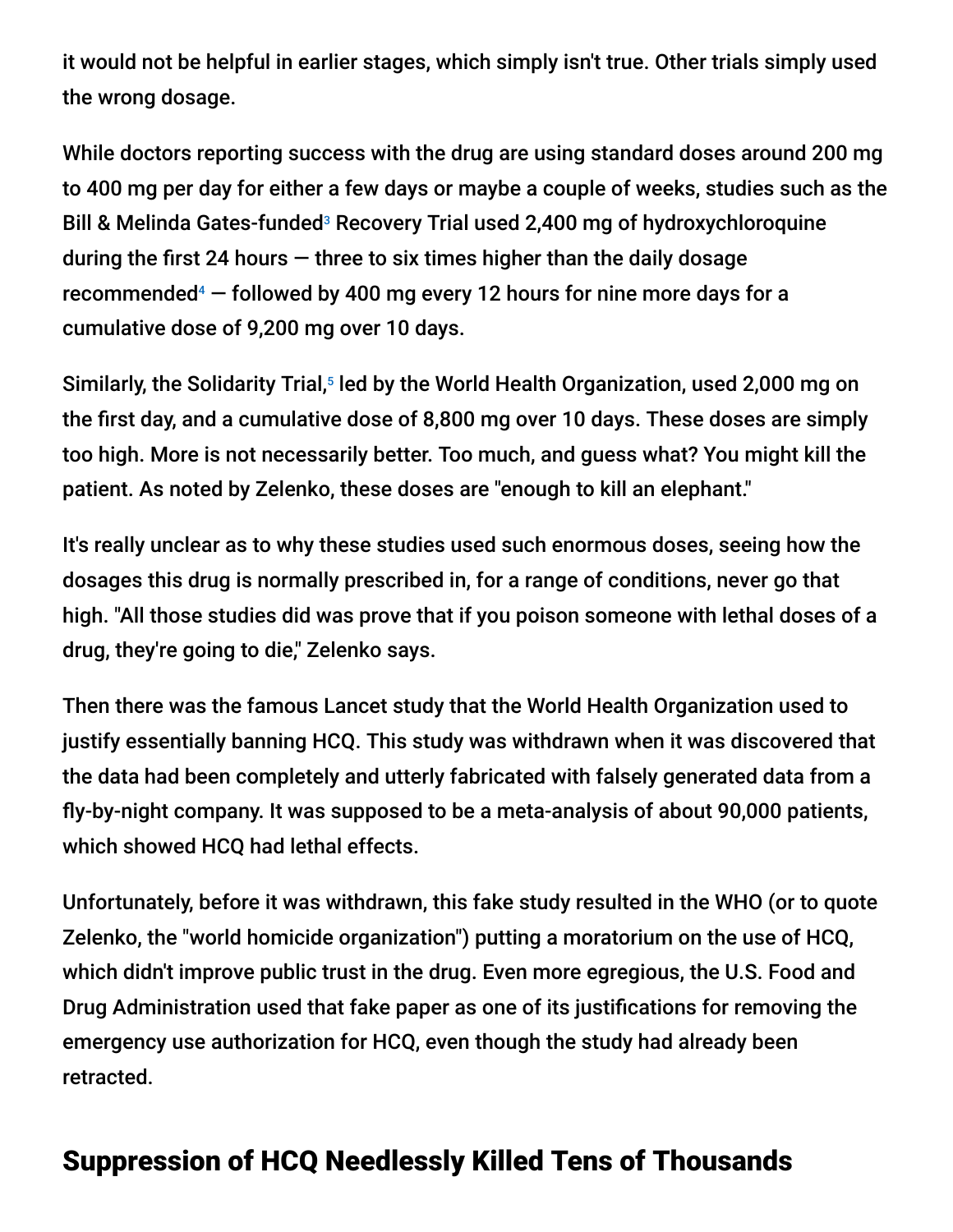it would not be helpful in earlier stages, which simply isn't true. Other trials simply used the wrong dosage.

While doctors reporting success with the drug are using standard doses around 200 mg to 400 mg per day for either a few days or maybe a couple of weeks, studies such as the Bill & Melinda Gates-funded[3] Recovery Trial used 2,400 mg of hydroxychloroquine during the first 24 hours — three to six times higher than the daily dosage recommended[4] — followed by 400 mg every 12 hours for nine more days for a cumulative dose of 9,200 mg over 10 days.

Similarly, the Solidarity Trial,[5] led by the World Health Organization, used 2,000 mg on the first day, and a cumulative dose of 8,800 mg over 10 days. These doses are simply too high. More is not necessarily better. Too much, and guess what? You might kill the patient. As noted by Zelenko, these doses are "enough to kill an elephant."

It's really unclear as to why these studies used such enormous doses, seeing how the dosages this drug is normally prescribed in, for a range of conditions, never go that high. "All those studies did was prove that if you poison someone with lethal doses of a drug, they're going to die," Zelenko says.

Then there was the famous Lancet study that the World Health Organization used to justify essentially banning HCQ. This study was withdrawn when it was discovered that the data had been completely and utterly fabricated with falsely generated data from a fly-by-night company. It was supposed to be a meta-analysis of about 90,000 patients, which showed HCQ had lethal effects.

Unfortunately, before it was withdrawn, this fake study resulted in the WHO (or to quote Zelenko, the "world homicide organization") putting a moratorium on the use of HCQ, which didn't improve public trust in the drug. Even more egregious, the U.S. Food and Drug Administration used that fake paper as one of its justifications for removing the emergency use authorization for HCQ, even though the study had already been retracted.

## Suppression of HCQ Needlessly Killed Tens of Thousands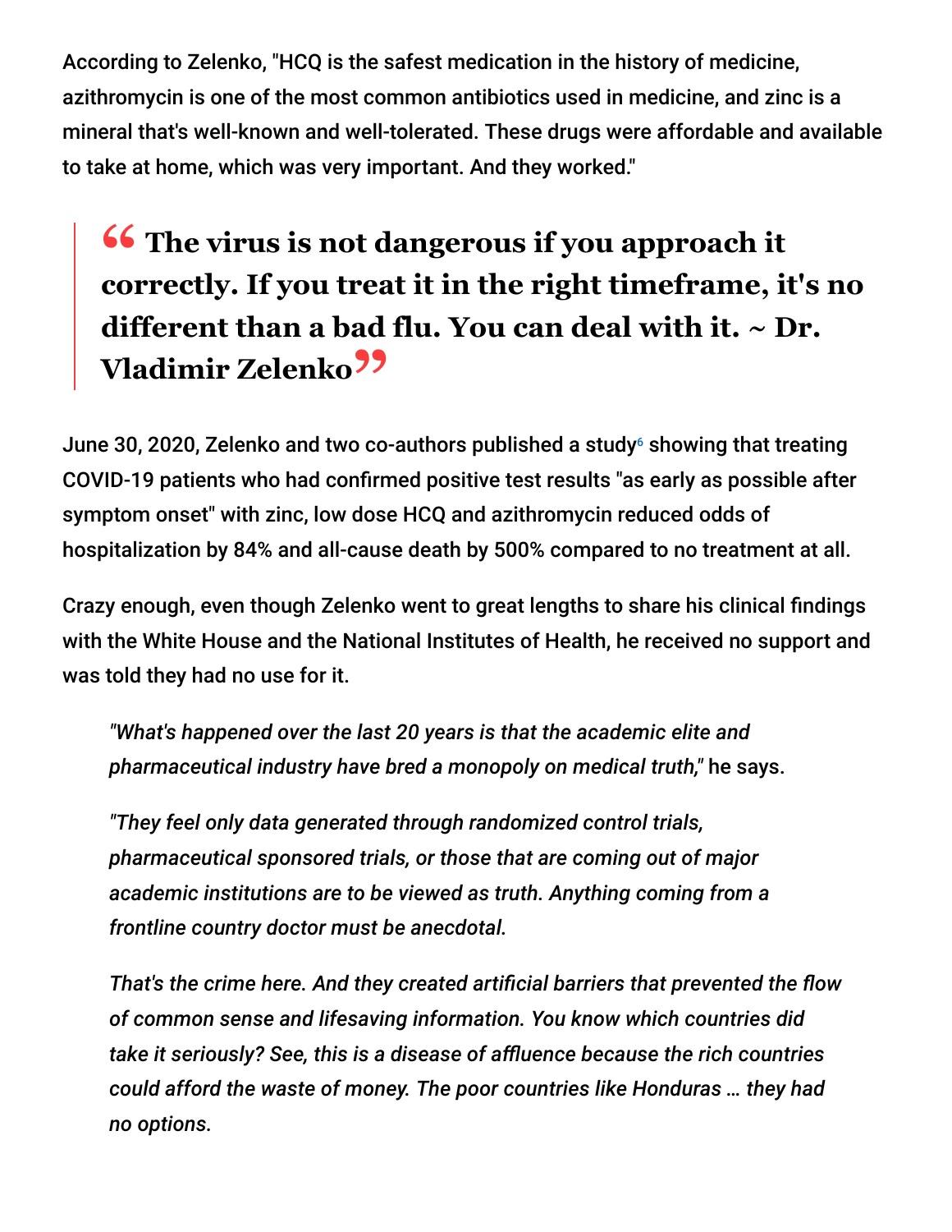According to Zelenko, "HCQ is the safest medication in the history of medicine, azithromycin is one of the most common antibiotics used in medicine, and zinc is a mineral that's well-known and well-tolerated. These drugs were affordable and available to take at home, which was very important. And they worked."

> **"The virus is not dangerous if you approach it correctly. If you treat it in the right timeframe, it's no different than a bad flu. You can deal with it. ~ Dr. Vladimir Zelenko"**

June 30, 2020, Zelenko and two co-authors published a study[6] showing that treating COVID-19 patients who had confirmed positive test results "as early as possible after symptom onset" with zinc, low dose HCQ and azithromycin reduced odds of hospitalization by 84% and all-cause death by 500% compared to no treatment at all.

Crazy enough, even though Zelenko went to great lengths to share his clinical findings with the White House and the National Institutes of Health, he received no support and was told they had no use for it.

> *"What's happened over the last 20 years is that the academic elite and pharmaceutical industry have bred a monopoly on medical truth,"* he says.
>
> *"They feel only data generated through randomized control trials, pharmaceutical sponsored trials, or those that are coming out of major academic institutions are to be viewed as truth. Anything coming from a frontline country doctor must be anecdotal.*
>
> *That's the crime here. And they created artificial barriers that prevented the flow of common sense and lifesaving information. You know which countries did take it seriously? See, this is a disease of affluence because the rich countries could afford the waste of money. The poor countries like Honduras … they had no options.*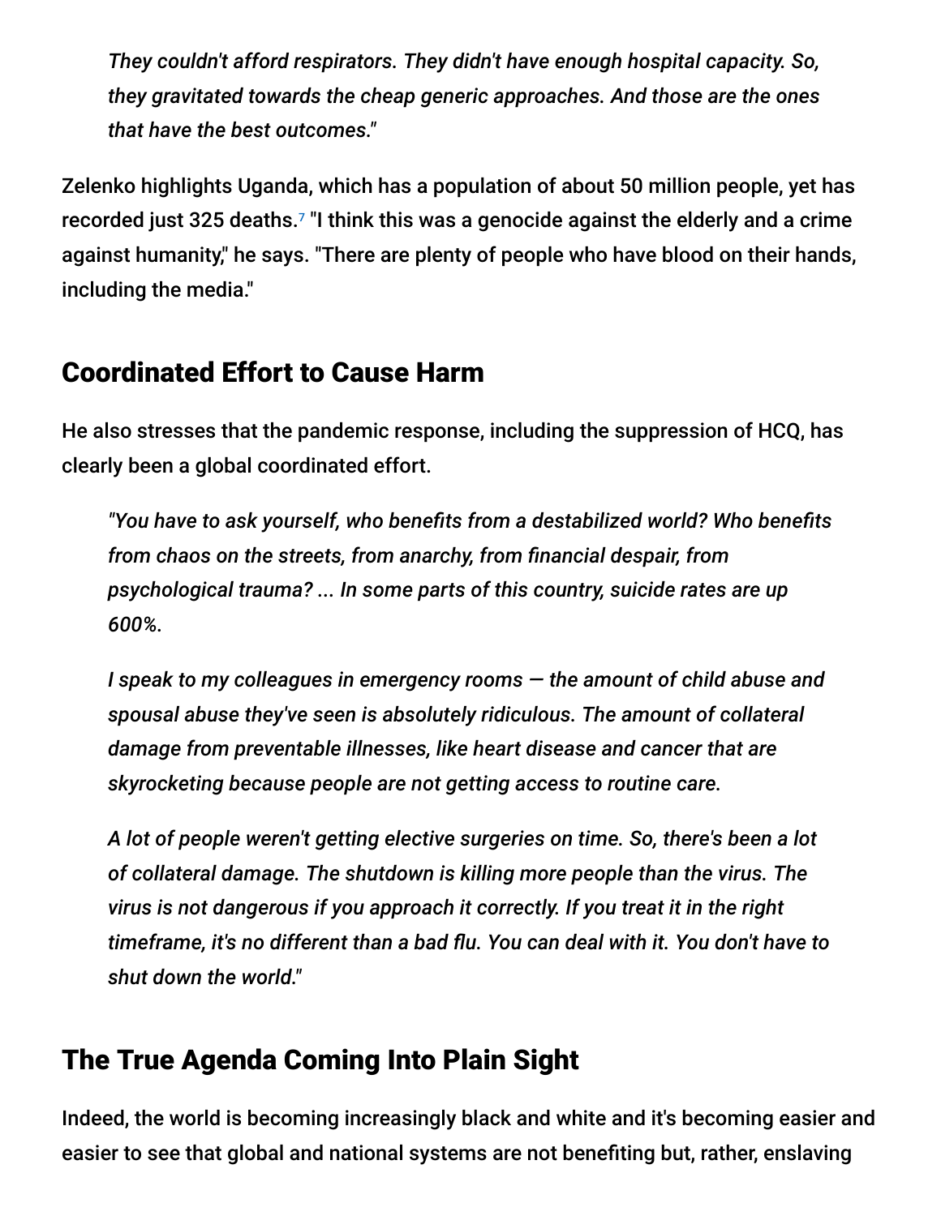*They couldn't afford respirators. They didn't have enough hospital capacity. So, they gravitated towards the cheap generic approaches. And those are the ones that have the best outcomes."*

Zelenko highlights Uganda, which has a population of about 50 million people, yet has recorded just 325 deaths.[7] "I think this was a genocide against the elderly and a crime against humanity," he says. "There are plenty of people who have blood on their hands, including the media."

## Coordinated Effort to Cause Harm

He also stresses that the pandemic response, including the suppression of HCQ, has clearly been a global coordinated effort.

> *"You have to ask yourself, who benefits from a destabilized world? Who benefits from chaos on the streets, from anarchy, from financial despair, from psychological trauma? ... In some parts of this country, suicide rates are up 600%.*
>
> *I speak to my colleagues in emergency rooms — the amount of child abuse and spousal abuse they've seen is absolutely ridiculous. The amount of collateral damage from preventable illnesses, like heart disease and cancer that are skyrocketing because people are not getting access to routine care.*
>
> *A lot of people weren't getting elective surgeries on time. So, there's been a lot of collateral damage. The shutdown is killing more people than the virus. The virus is not dangerous if you approach it correctly. If you treat it in the right timeframe, it's no different than a bad flu. You can deal with it. You don't have to shut down the world."*

## The True Agenda Coming Into Plain Sight

Indeed, the world is becoming increasingly black and white and it's becoming easier and easier to see that global and national systems are not benefiting but, rather, enslaving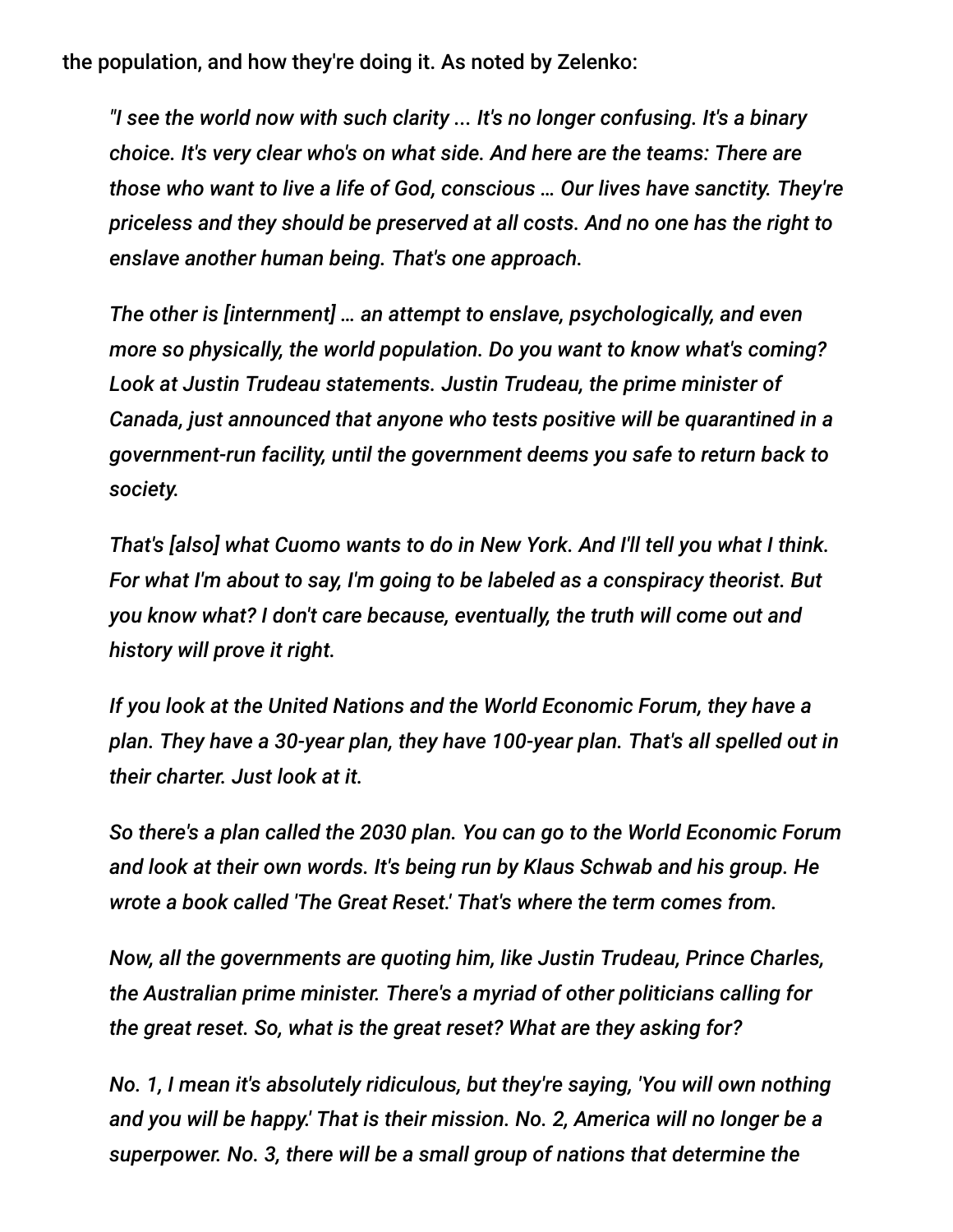the population, and how they're doing it. As noted by Zelenko:

> *"I see the world now with such clarity ... It's no longer confusing. It's a binary choice. It's very clear who's on what side. And here are the teams: There are those who want to live a life of God, conscious … Our lives have sanctity. They're priceless and they should be preserved at all costs. And no one has the right to enslave another human being. That's one approach.*
>
> *The other is [internment] … an attempt to enslave, psychologically, and even more so physically, the world population. Do you want to know what's coming? Look at Justin Trudeau statements. Justin Trudeau, the prime minister of Canada, just announced that anyone who tests positive will be quarantined in a government-run facility, until the government deems you safe to return back to society.*
>
> *That's [also] what Cuomo wants to do in New York. And I'll tell you what I think. For what I'm about to say, I'm going to be labeled as a conspiracy theorist. But you know what? I don't care because, eventually, the truth will come out and history will prove it right.*
>
> *If you look at the United Nations and the World Economic Forum, they have a plan. They have a 30-year plan, they have 100-year plan. That's all spelled out in their charter. Just look at it.*
>
> *So there's a plan called the 2030 plan. You can go to the World Economic Forum and look at their own words. It's being run by Klaus Schwab and his group. He wrote a book called 'The Great Reset.' That's where the term comes from.*
>
> *Now, all the governments are quoting him, like Justin Trudeau, Prince Charles, the Australian prime minister. There's a myriad of other politicians calling for the great reset. So, what is the great reset? What are they asking for?*
>
> *No. 1, I mean it's absolutely ridiculous, but they're saying, 'You will own nothing and you will be happy.' That is their mission. No. 2, America will no longer be a superpower. No. 3, there will be a small group of nations that determine the*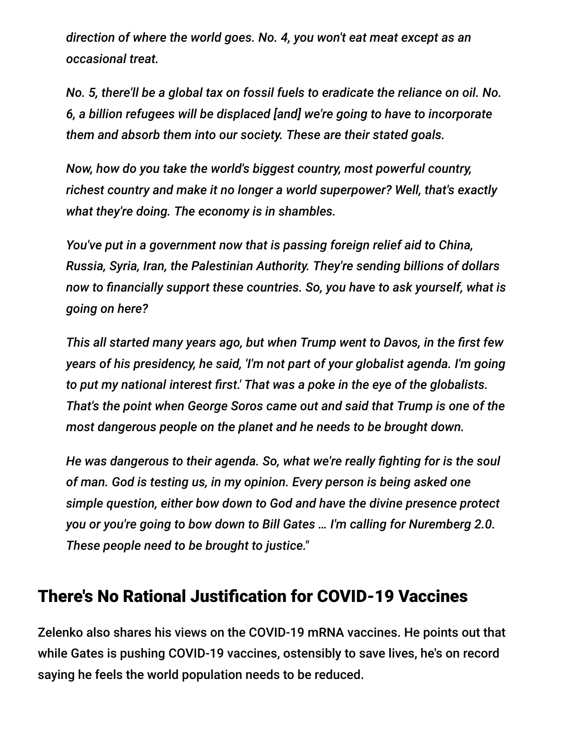*direction of where the world goes. No. 4, you won't eat meat except as an occasional treat.*

*No. 5, there'll be a global tax on fossil fuels to eradicate the reliance on oil. No. 6, a billion refugees will be displaced [and] we're going to have to incorporate them and absorb them into our society. These are their stated goals.*

*Now, how do you take the world's biggest country, most powerful country, richest country and make it no longer a world superpower? Well, that's exactly what they're doing. The economy is in shambles.*

*You've put in a government now that is passing foreign relief aid to China, Russia, Syria, Iran, the Palestinian Authority. They're sending billions of dollars now to financially support these countries. So, you have to ask yourself, what is going on here?*

*This all started many years ago, but when Trump went to Davos, in the first few years of his presidency, he said, 'I'm not part of your globalist agenda. I'm going to put my national interest first.' That was a poke in the eye of the globalists. That's the point when George Soros came out and said that Trump is one of the most dangerous people on the planet and he needs to be brought down.*

*He was dangerous to their agenda. So, what we're really fighting for is the soul of man. God is testing us, in my opinion. Every person is being asked one simple question, either bow down to God and have the divine presence protect you or you're going to bow down to Bill Gates … I'm calling for Nuremberg 2.0. These people need to be brought to justice."*

## There's No Rational Justification for COVID-19 Vaccines

Zelenko also shares his views on the COVID-19 mRNA vaccines. He points out that while Gates is pushing COVID-19 vaccines, ostensibly to save lives, he's on record saying he feels the world population needs to be reduced.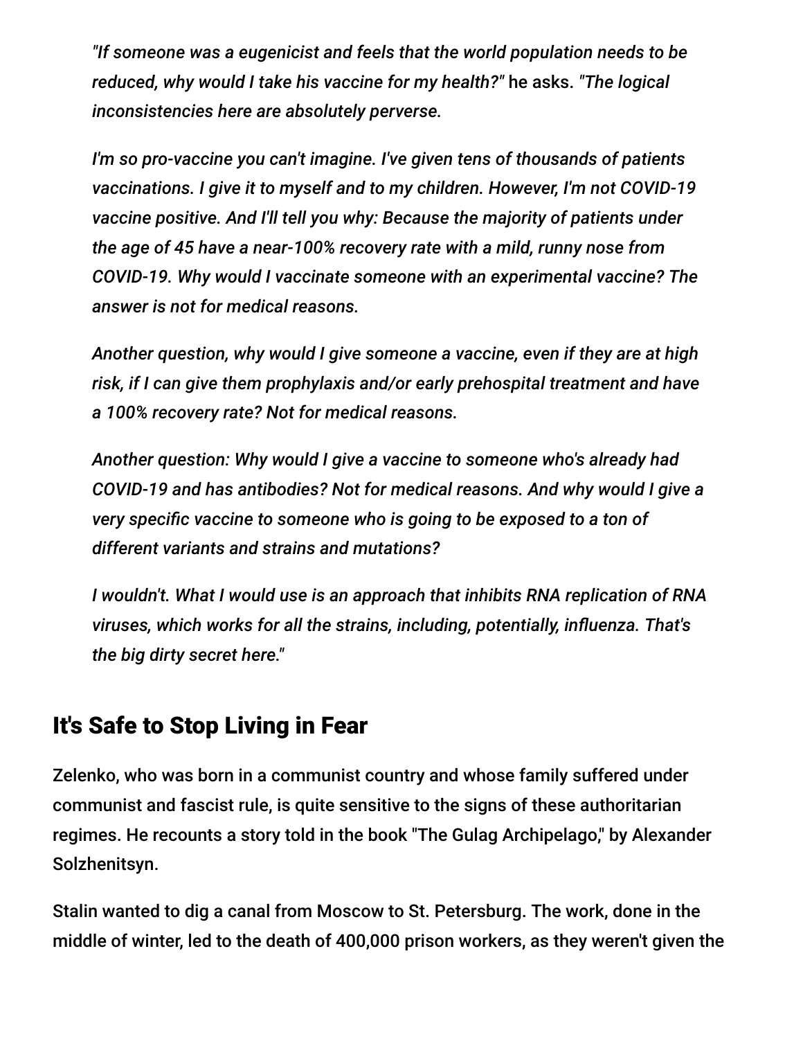*"If someone was a eugenicist and feels that the world population needs to be reduced, why would I take his vaccine for my health?"* he asks. *"The logical inconsistencies here are absolutely perverse.*

*I'm so pro-vaccine you can't imagine. I've given tens of thousands of patients vaccinations. I give it to myself and to my children. However, I'm not COVID-19 vaccine positive. And I'll tell you why: Because the majority of patients under the age of 45 have a near-100% recovery rate with a mild, runny nose from COVID-19. Why would I vaccinate someone with an experimental vaccine? The answer is not for medical reasons.*

*Another question, why would I give someone a vaccine, even if they are at high risk, if I can give them prophylaxis and/or early prehospital treatment and have a 100% recovery rate? Not for medical reasons.*

*Another question: Why would I give a vaccine to someone who's already had COVID-19 and has antibodies? Not for medical reasons. And why would I give a very specific vaccine to someone who is going to be exposed to a ton of different variants and strains and mutations?*

*I wouldn't. What I would use is an approach that inhibits RNA replication of RNA viruses, which works for all the strains, including, potentially, influenza. That's the big dirty secret here."*

## It's Safe to Stop Living in Fear

Zelenko, who was born in a communist country and whose family suffered under communist and fascist rule, is quite sensitive to the signs of these authoritarian regimes. He recounts a story told in the book "The Gulag Archipelago," by Alexander Solzhenitsyn.

Stalin wanted to dig a canal from Moscow to St. Petersburg. The work, done in the middle of winter, led to the death of 400,000 prison workers, as they weren't given the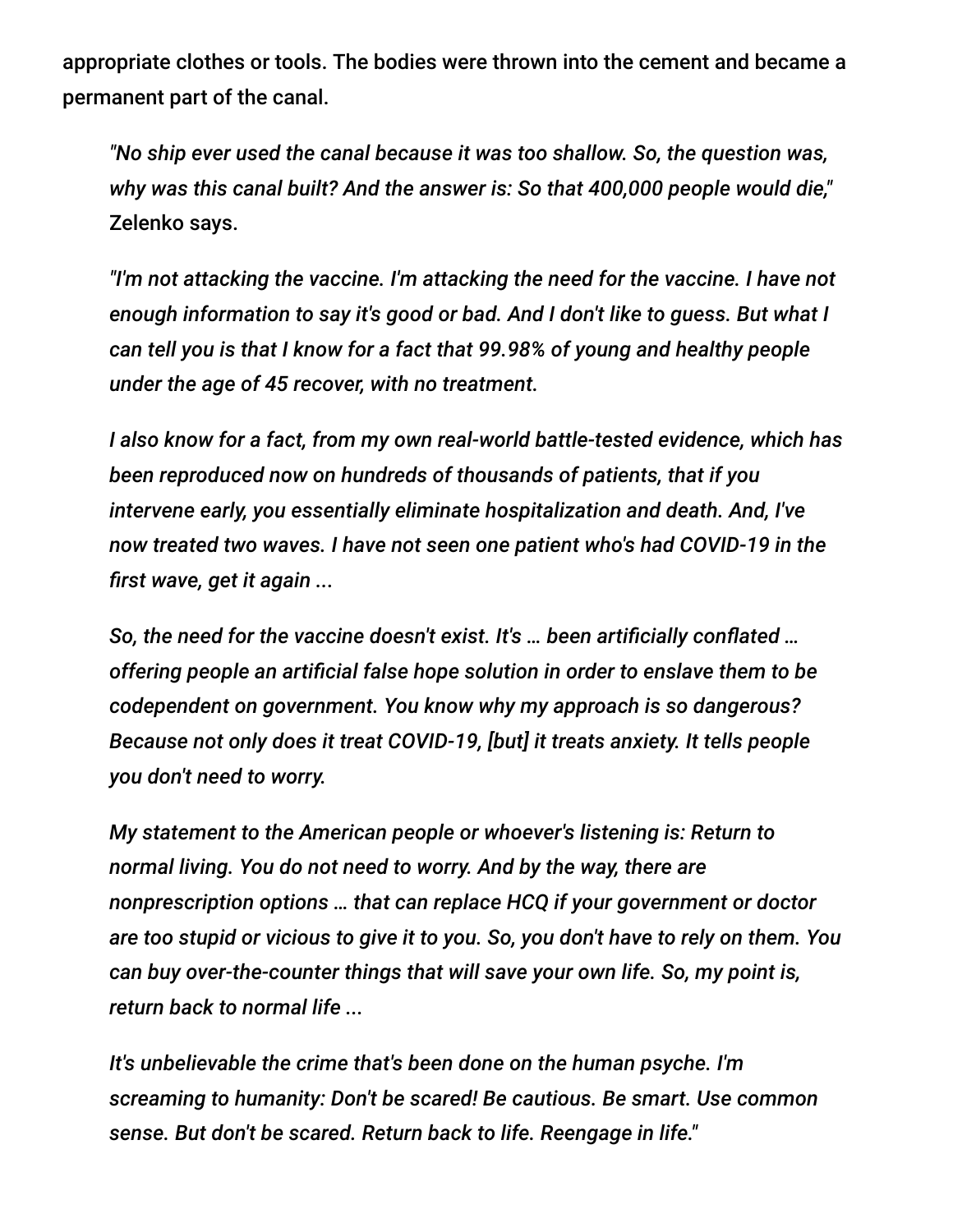appropriate clothes or tools. The bodies were thrown into the cement and became a permanent part of the canal.

> *"No ship ever used the canal because it was too shallow. So, the question was, why was this canal built? And the answer is: So that 400,000 people would die,"* Zelenko says.
>
> *"I'm not attacking the vaccine. I'm attacking the need for the vaccine. I have not enough information to say it's good or bad. And I don't like to guess. But what I can tell you is that I know for a fact that 99.98% of young and healthy people under the age of 45 recover, with no treatment.*
>
> *I also know for a fact, from my own real-world battle-tested evidence, which has been reproduced now on hundreds of thousands of patients, that if you intervene early, you essentially eliminate hospitalization and death. And, I've now treated two waves. I have not seen one patient who's had COVID-19 in the first wave, get it again ...*
>
> *So, the need for the vaccine doesn't exist. It's … been artificially conflated … offering people an artificial false hope solution in order to enslave them to be codependent on government. You know why my approach is so dangerous? Because not only does it treat COVID-19, [but] it treats anxiety. It tells people you don't need to worry.*
>
> *My statement to the American people or whoever's listening is: Return to normal living. You do not need to worry. And by the way, there are nonprescription options … that can replace HCQ if your government or doctor are too stupid or vicious to give it to you. So, you don't have to rely on them. You can buy over-the-counter things that will save your own life. So, my point is, return back to normal life ...*
>
> *It's unbelievable the crime that's been done on the human psyche. I'm screaming to humanity: Don't be scared! Be cautious. Be smart. Use common sense. But don't be scared. Return back to life. Reengage in life."*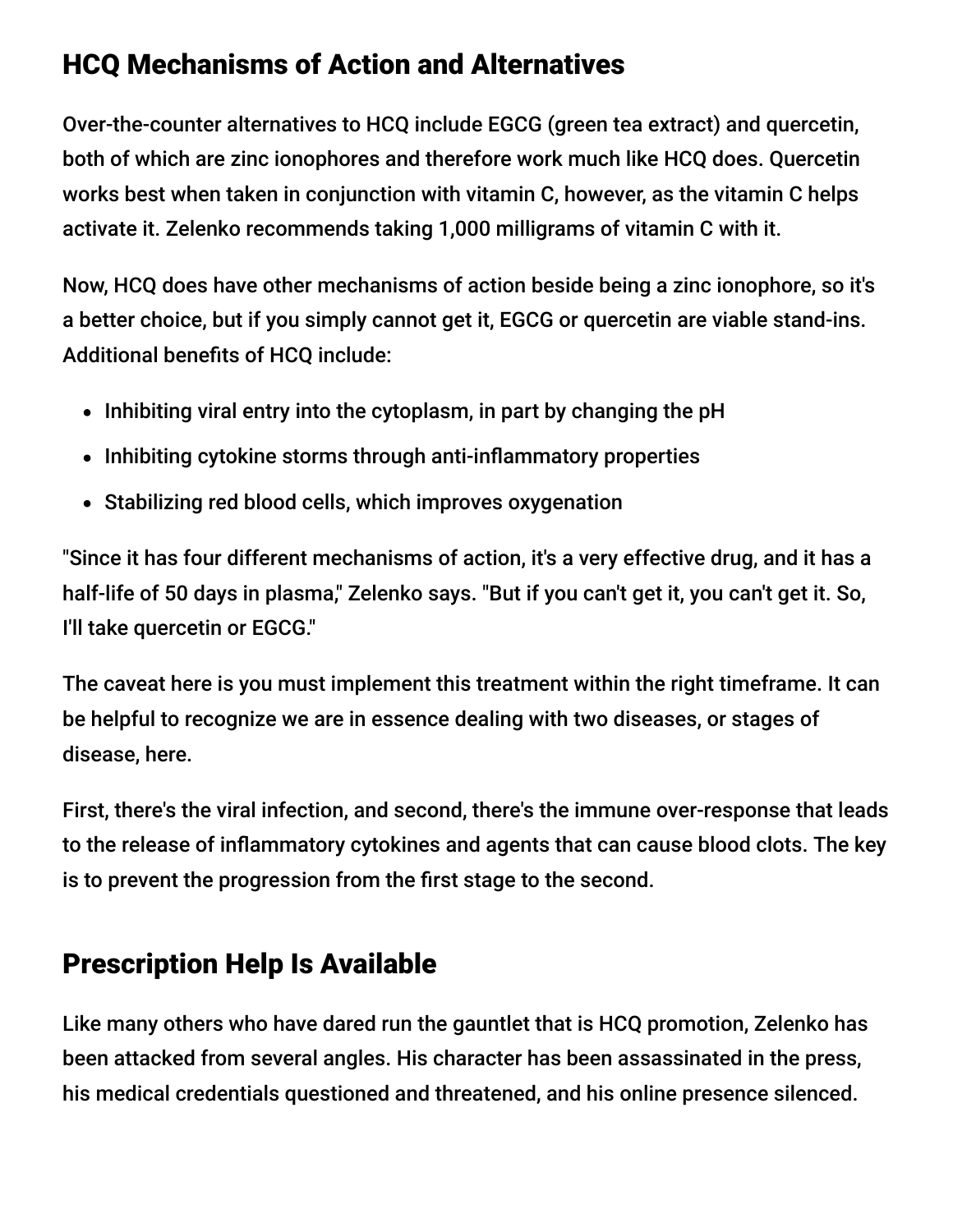## HCQ Mechanisms of Action and Alternatives

Over-the-counter alternatives to HCQ include EGCG (green tea extract) and quercetin, both of which are zinc ionophores and therefore work much like HCQ does. Quercetin works best when taken in conjunction with vitamin C, however, as the vitamin C helps activate it. Zelenko recommends taking 1,000 milligrams of vitamin C with it.

Now, HCQ does have other mechanisms of action beside being a zinc ionophore, so it's a better choice, but if you simply cannot get it, EGCG or quercetin are viable stand-ins. Additional benefits of HCQ include:

- Inhibiting viral entry into the cytoplasm, in part by changing the pH
- Inhibiting cytokine storms through anti-inflammatory properties
- Stabilizing red blood cells, which improves oxygenation

"Since it has four different mechanisms of action, it's a very effective drug, and it has a half-life of 50 days in plasma," Zelenko says. "But if you can't get it, you can't get it. So, I'll take quercetin or EGCG."

The caveat here is you must implement this treatment within the right timeframe. It can be helpful to recognize we are in essence dealing with two diseases, or stages of disease, here.

First, there's the viral infection, and second, there's the immune over-response that leads to the release of inflammatory cytokines and agents that can cause blood clots. The key is to prevent the progression from the first stage to the second.

## Prescription Help Is Available

Like many others who have dared run the gauntlet that is HCQ promotion, Zelenko has been attacked from several angles. His character has been assassinated in the press, his medical credentials questioned and threatened, and his online presence silenced.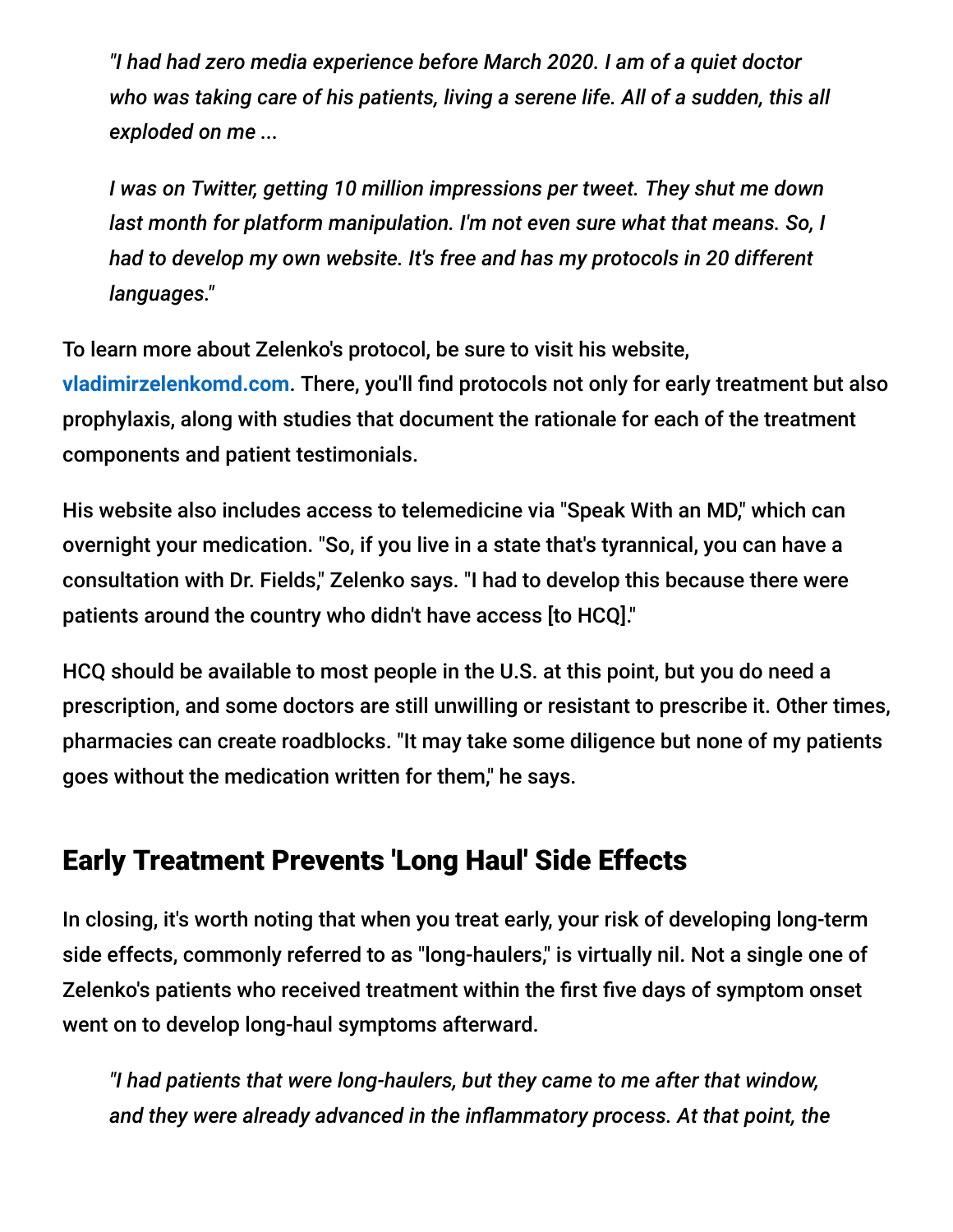*"I had had zero media experience before March 2020. I am of a quiet doctor who was taking care of his patients, living a serene life. All of a sudden, this all exploded on me ...*

*I was on Twitter, getting 10 million impressions per tweet. They shut me down last month for platform manipulation. I'm not even sure what that means. So, I had to develop my own website. It's free and has my protocols in 20 different languages."*

To learn more about Zelenko's protocol, be sure to visit his website, vladimirzelenkomd.com. There, you'll find protocols not only for early treatment but also prophylaxis, along with studies that document the rationale for each of the treatment components and patient testimonials.

His website also includes access to telemedicine via "Speak With an MD," which can overnight your medication. "So, if you live in a state that's tyrannical, you can have a consultation with Dr. Fields," Zelenko says. "I had to develop this because there were patients around the country who didn't have access [to HCQ]."

HCQ should be available to most people in the U.S. at this point, but you do need a prescription, and some doctors are still unwilling or resistant to prescribe it. Other times, pharmacies can create roadblocks. "It may take some diligence but none of my patients goes without the medication written for them," he says.

## Early Treatment Prevents 'Long Haul' Side Effects

In closing, it's worth noting that when you treat early, your risk of developing long-term side effects, commonly referred to as "long-haulers," is virtually nil. Not a single one of Zelenko's patients who received treatment within the first five days of symptom onset went on to develop long-haul symptoms afterward.

*"I had patients that were long-haulers, but they came to me after that window, and they were already advanced in the inflammatory process. At that point, the*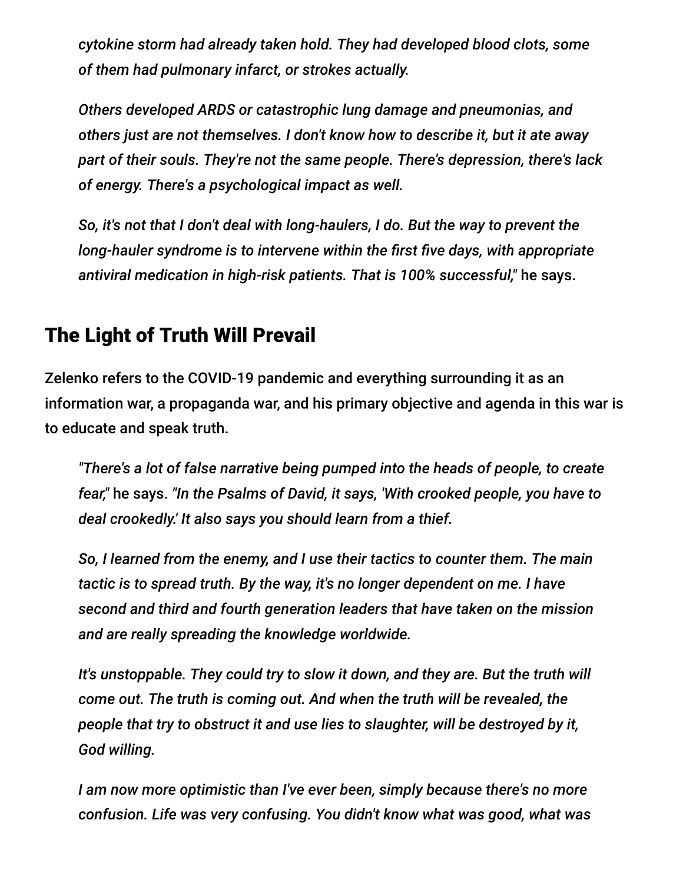*cytokine storm had already taken hold. They had developed blood clots, some of them had pulmonary infarct, or strokes actually.*

*Others developed ARDS or catastrophic lung damage and pneumonias, and others just are not themselves. I don't know how to describe it, but it ate away part of their souls. They're not the same people. There's depression, there's lack of energy. There's a psychological impact as well.*

*So, it's not that I don't deal with long-haulers, I do. But the way to prevent the long-hauler syndrome is to intervene within the first five days, with appropriate antiviral medication in high-risk patients. That is 100% successful,"* he says.

## The Light of Truth Will Prevail

Zelenko refers to the COVID-19 pandemic and everything surrounding it as an information war, a propaganda war, and his primary objective and agenda in this war is to educate and speak truth.

> *"There's a lot of false narrative being pumped into the heads of people, to create fear,"* he says. *"In the Psalms of David, it says, 'With crooked people, you have to deal crookedly.' It also says you should learn from a thief.*
>
> *So, I learned from the enemy, and I use their tactics to counter them. The main tactic is to spread truth. By the way, it's no longer dependent on me. I have second and third and fourth generation leaders that have taken on the mission and are really spreading the knowledge worldwide.*
>
> *It's unstoppable. They could try to slow it down, and they are. But the truth will come out. The truth is coming out. And when the truth will be revealed, the people that try to obstruct it and use lies to slaughter, will be destroyed by it, God willing.*
>
> *I am now more optimistic than I've ever been, simply because there's no more confusion. Life was very confusing. You didn't know what was good, what was*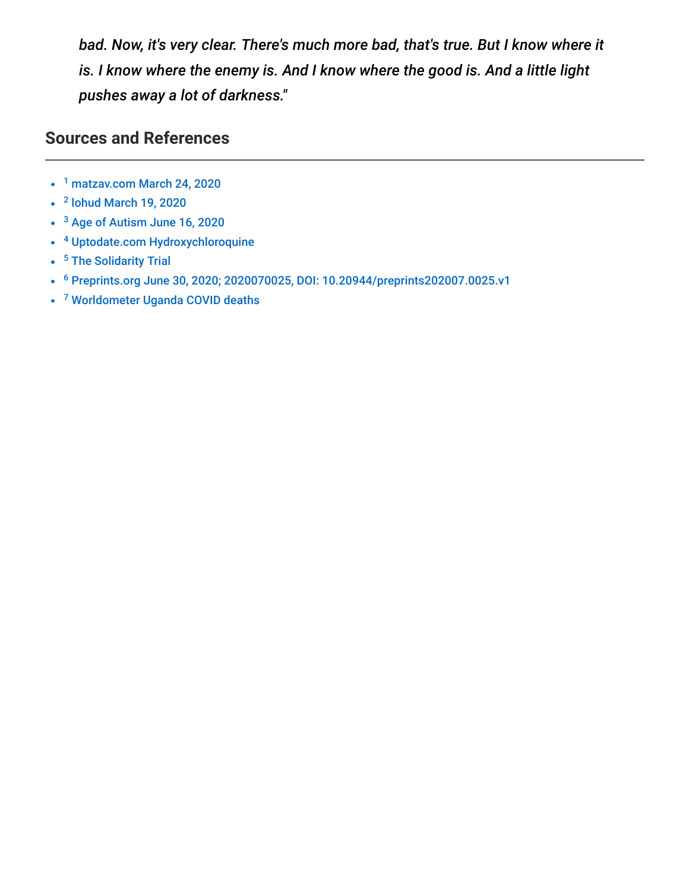*bad. Now, it's very clear. There's much more bad, that's true. But I know where it is. I know where the enemy is. And I know where the good is. And a little light pushes away a lot of darkness."*

## Sources and References

- [1] matzav.com March 24, 2020
- [2] lohud March 19, 2020
- [3] Age of Autism June 16, 2020
- [4] Uptodate.com Hydroxychloroquine
- [5] The Solidarity Trial
- [6] Preprints.org June 30, 2020; 2020070025, DOI: 10.20944/preprints202007.0025.v1
- [7] Worldometer Uganda COVID deaths